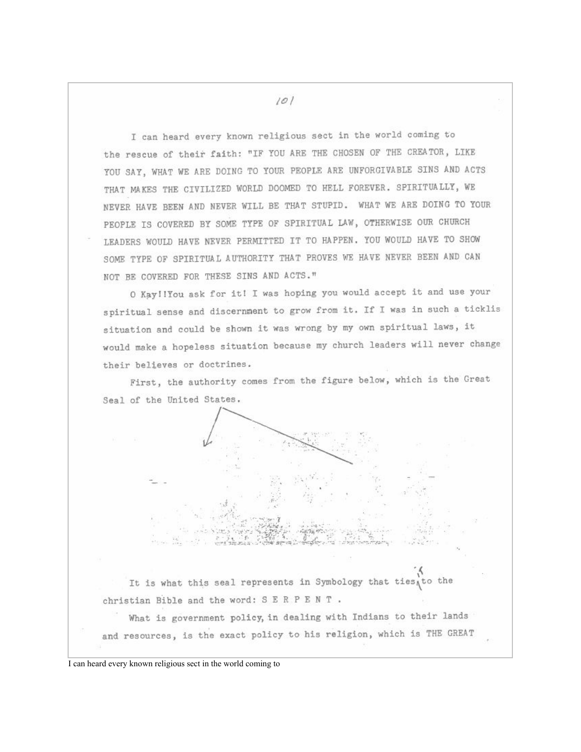I can heard every known religious sect in the world coming to the rescue of their faith: "IF YOU ARE THE CHOSEN OF THE CREATOR, LIKE YOU SAY, WHAT WE ARE DOING TO YOUR PEOPLE ARE UNFORGIVABLE SINS AND ACTS THAT MAKES THE CIVILIZED WORLD DOOMED TO HELL FOREVER. SPIRITUALLY, WE NEVER HAVE BEEN AND NEVER WILL BE THAT STUPID. WHAT WE ARE DOING TO YOUR PEOPLE IS COVERED BY SOME TYPE OF SPIRITUAL LAW, OTHERWISE OUR CHURCH LEADERS WOULD HAVE NEVER PERMITTED IT TO HAPPEN. YOU WOULD HAVE TO SHOW SOME TYPE OF SPIRITUAL AUTHORITY THAT PROVES WE HAVE NEVER BEEN AND CAN NOT BE COVERED FOR THESE SINS AND ACTS."

O Kay!!You ask for it! I was hoping you would accept it and use your spiritual sense and discernment to grow from it. If I was in such a ticklis situation and could be shown it was wrong by my own spiritual laws, it would make a hopeless situation because my church leaders will never change their believes or doctrines.

First, the authority comes from the figure below, which is the Great Seal of the United States.

It is what this seal represents in Symbology that ties it to the christian Bible and the word: S E R P E N T .

What is government policy, in dealing with Indians to their lands and resources, is the exact policy to his religion, which is THE GREAT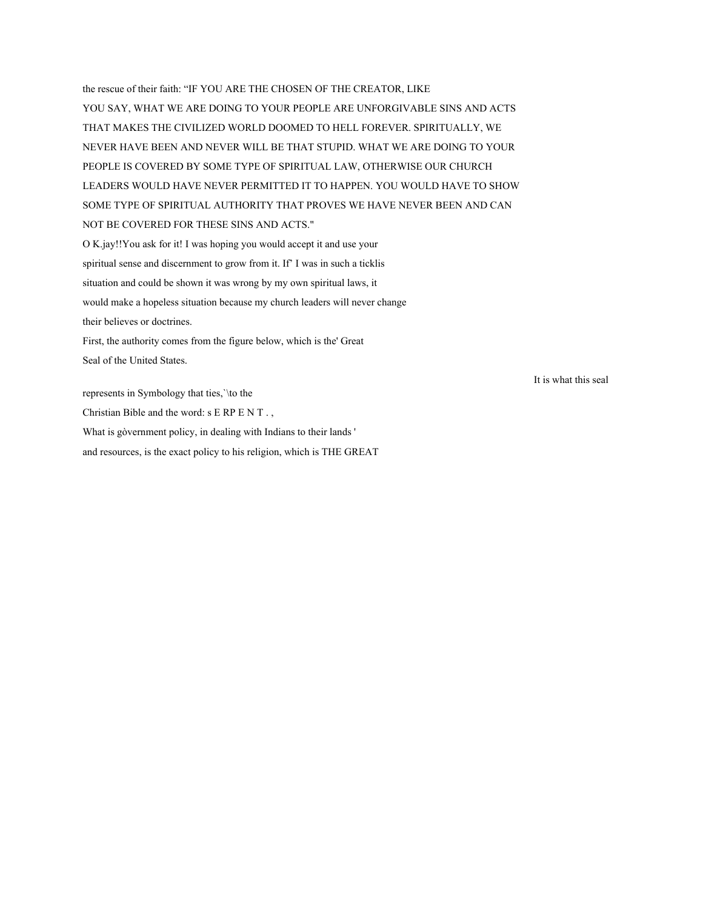the rescue of their faith: "IF YOU ARE THE CHOSEN OF THE CREATOR, LIKE YOU SAY, WHAT WE ARE DOING TO YOUR PEOPLE ARE UNFORGIVABLE SINS AND ACTS THAT MAKES THE CIVILIZED WORLD DOOMED TO HELL FOREVER. SPIRITUALLY, WE NEVER HAVE BEEN AND NEVER WILL BE THAT STUPID. WHAT WE ARE DOING TO YOUR PEOPLE IS COVERED BY SOME TYPE OF SPIRITUAL LAW, OTHERWISE OUR CHURCH LEADERS WOULD HAVE NEVER PERMITTED IT TO HAPPEN. YOU WOULD HAVE TO SHOW SOME TYPE OF SPIRITUAL AUTHORITY THAT PROVES WE HAVE NEVER BEEN AND CAN NOT BE COVERED FOR THESE SINS AND ACTS."

O K.jay!!You ask for it! I was hoping you would accept it and use your spiritual sense and discernment to grow from it. If' I was in such a ticklis situation and could be shown it was wrong by my own spiritual laws, it would make a hopeless situation because my church leaders will never change their believes or doctrines.

First, the authority comes from the figure below, which is the' Great Seal of the United States.

It is what this seal represents in Symbology that ties,`\to the Christian Bible and the word: s E RP E N T . ,

What is gòvernment policy, in dealing with Indians to their lands ' and resources, is the exact policy to his religion, which is THE GREAT